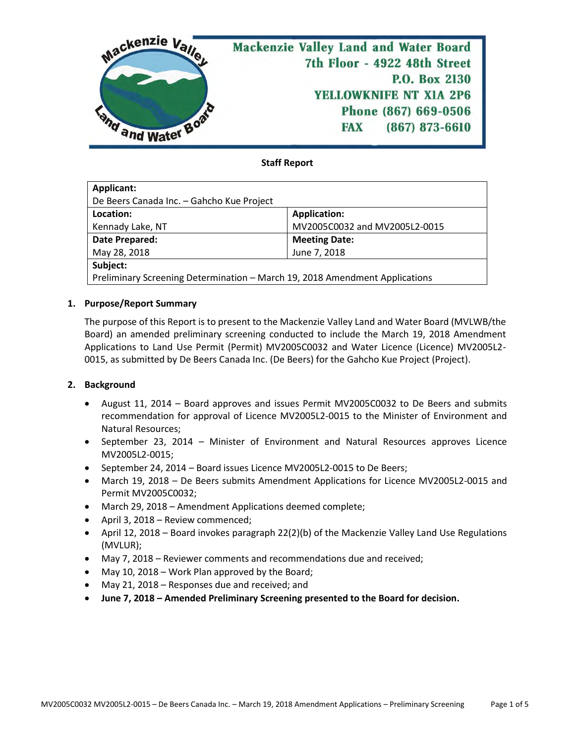**Mackenzie Valley Land and Water Board**
7th Floor - 4922 48th Street
P.O. Box 2130
YELLOWKNIFE NT X1A 2P6
Phone (867) 669-0506
FAX (867) 873-6610

**Staff Report**

| **Applicant:** De Beers Canada Inc. – Gahcho Kue Project | |
|---|---|
| **Location:** Kennady Lake, NT | **Application:** MV2005C0032 and MV2005L2-0015 |
| **Date Prepared:** May 28, 2018 | **Meeting Date:** June 7, 2018 |
| **Subject:** Preliminary Screening Determination – March 19, 2018 Amendment Applications | |

## 1. Purpose/Report Summary

The purpose of this Report is to present to the Mackenzie Valley Land and Water Board (MVLWB/the Board) an amended preliminary screening conducted to include the March 19, 2018 Amendment Applications to Land Use Permit (Permit) MV2005C0032 and Water Licence (Licence) MV2005L2-0015, as submitted by De Beers Canada Inc. (De Beers) for the Gahcho Kue Project (Project).

## 2. Background

- August 11, 2014 – Board approves and issues Permit MV2005C0032 to De Beers and submits recommendation for approval of Licence MV2005L2-0015 to the Minister of Environment and Natural Resources;
- September 23, 2014 – Minister of Environment and Natural Resources approves Licence MV2005L2-0015;
- September 24, 2014 – Board issues Licence MV2005L2-0015 to De Beers;
- March 19, 2018 – De Beers submits Amendment Applications for Licence MV2005L2-0015 and Permit MV2005C0032;
- March 29, 2018 – Amendment Applications deemed complete;
- April 3, 2018 – Review commenced;
- April 12, 2018 – Board invokes paragraph 22(2)(b) of the Mackenzie Valley Land Use Regulations (MVLUR);
- May 7, 2018 – Reviewer comments and recommendations due and received;
- May 10, 2018 – Work Plan approved by the Board;
- May 21, 2018 – Responses due and received; and
- **June 7, 2018 – Amended Preliminary Screening presented to the Board for decision.**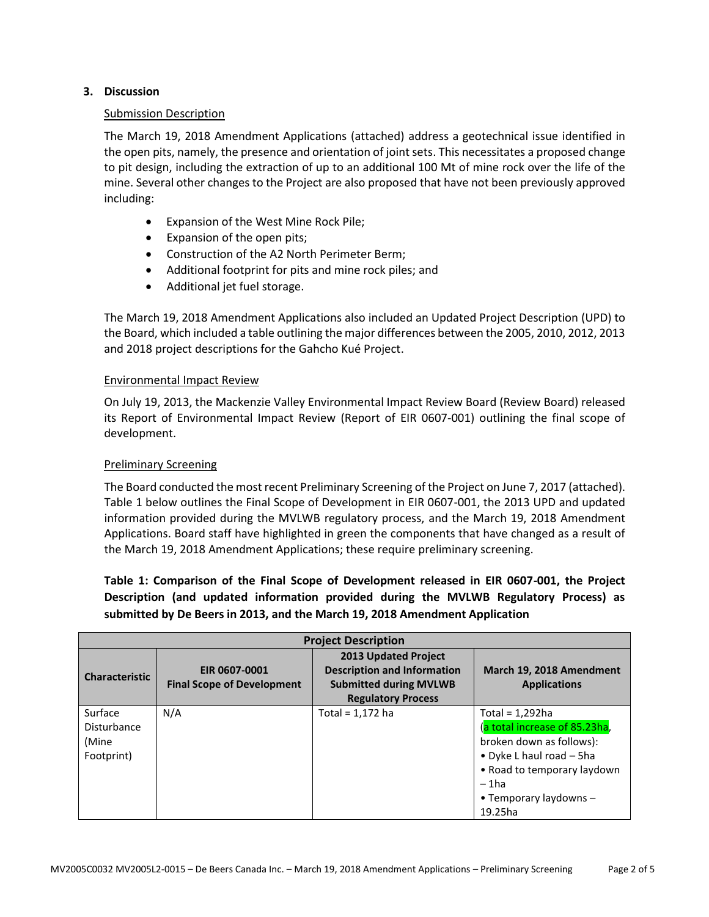## 3. Discussion

### Submission Description

The March 19, 2018 Amendment Applications (attached) address a geotechnical issue identified in the open pits, namely, the presence and orientation of joint sets. This necessitates a proposed change to pit design, including the extraction of up to an additional 100 Mt of mine rock over the life of the mine. Several other changes to the Project are also proposed that have not been previously approved including:

- Expansion of the West Mine Rock Pile;
- Expansion of the open pits;
- Construction of the A2 North Perimeter Berm;
- Additional footprint for pits and mine rock piles; and
- Additional jet fuel storage.

The March 19, 2018 Amendment Applications also included an Updated Project Description (UPD) to the Board, which included a table outlining the major differences between the 2005, 2010, 2012, 2013 and 2018 project descriptions for the Gahcho Kué Project.

### Environmental Impact Review

On July 19, 2013, the Mackenzie Valley Environmental Impact Review Board (Review Board) released its Report of Environmental Impact Review (Report of EIR 0607-001) outlining the final scope of development.

### Preliminary Screening

The Board conducted the most recent Preliminary Screening of the Project on June 7, 2017 (attached). Table 1 below outlines the Final Scope of Development in EIR 0607-001, the 2013 UPD and updated information provided during the MVLWB regulatory process, and the March 19, 2018 Amendment Applications. Board staff have highlighted in green the components that have changed as a result of the March 19, 2018 Amendment Applications; these require preliminary screening.

**Table 1: Comparison of the Final Scope of Development released in EIR 0607-001, the Project Description (and updated information provided during the MVLWB Regulatory Process) as submitted by De Beers in 2013, and the March 19, 2018 Amendment Application**

| Project Description | | | |
|---|---|---|---|
| **Characteristic** | **EIR 0607-0001 Final Scope of Development** | **2013 Updated Project Description and Information Submitted during MVLWB Regulatory Process** | **March 19, 2018 Amendment Applications** |
| Surface Disturbance (Mine Footprint) | N/A | Total = 1,172 ha | Total = 1,292ha (a total increase of 85.23ha, broken down as follows):<br>• Dyke L haul road – 5ha<br>• Road to temporary laydown – 1ha<br>• Temporary laydowns – 19.25ha |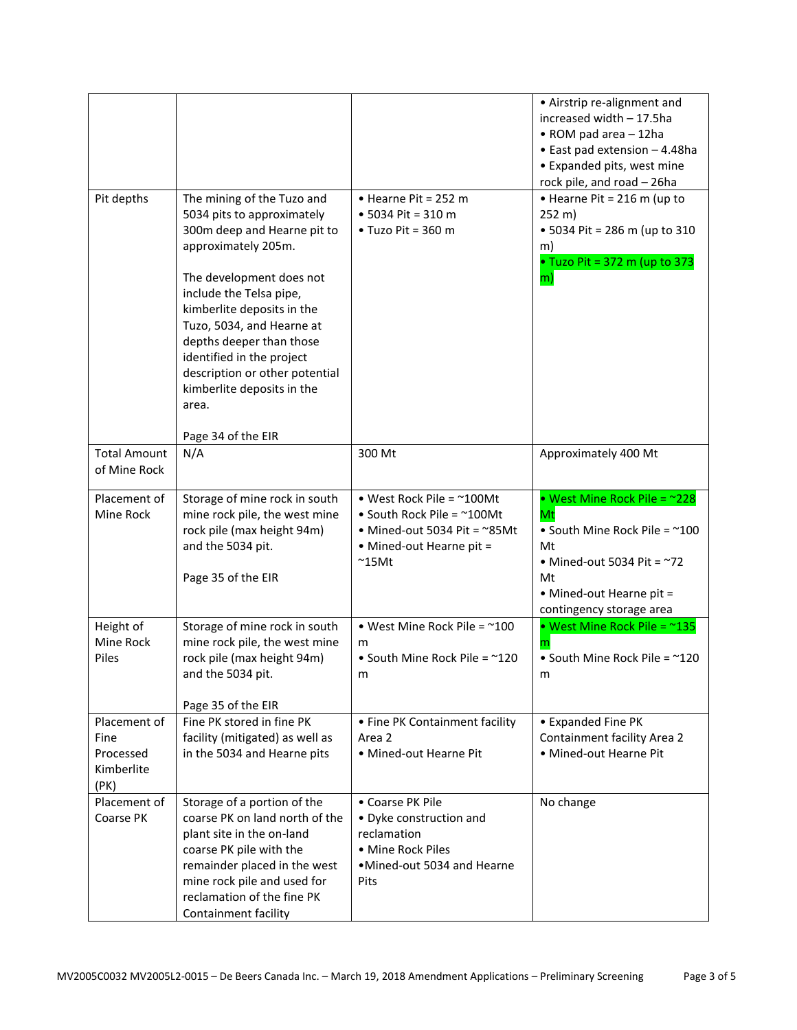| | | | • Airstrip re-alignment and increased width – 17.5ha<br>• ROM pad area – 12ha<br>• East pad extension – 4.48ha<br>• Expanded pits, west mine rock pile, and road – 26ha |
|---|---|---|---|
| Pit depths | The mining of the Tuzo and 5034 pits to approximately 300m deep and Hearne pit to approximately 205m.<br><br>The development does not include the Telsa pipe, kimberlite deposits in the Tuzo, 5034, and Hearne at depths deeper than those identified in the project description or other potential kimberlite deposits in the area.<br><br>Page 34 of the EIR | • Hearne Pit = 252 m<br>• 5034 Pit = 310 m<br>• Tuzo Pit = 360 m | • Hearne Pit = 216 m (up to 252 m)<br>• 5034 Pit = 286 m (up to 310 m)<br>• Tuzo Pit = 372 m (up to 373 m) |
| Total Amount of Mine Rock | N/A | 300 Mt | Approximately 400 Mt |
| Placement of Mine Rock | Storage of mine rock in south mine rock pile, the west mine rock pile (max height 94m) and the 5034 pit.<br><br>Page 35 of the EIR | • West Rock Pile = ~100Mt<br>• South Rock Pile = ~100Mt<br>• Mined-out 5034 Pit = ~85Mt<br>• Mined-out Hearne pit = ~15Mt | • West Mine Rock Pile = ~228 Mt<br>• South Mine Rock Pile = ~100 Mt<br>• Mined-out 5034 Pit = ~72 Mt<br>• Mined-out Hearne pit = contingency storage area |
| Height of Mine Rock Piles | Storage of mine rock in south mine rock pile, the west mine rock pile (max height 94m) and the 5034 pit.<br><br>Page 35 of the EIR | • West Mine Rock Pile = ~100 m<br>• South Mine Rock Pile = ~120 m | • West Mine Rock Pile = ~135 m<br>• South Mine Rock Pile = ~120 m |
| Placement of Fine Processed Kimberlite (PK) | Fine PK stored in fine PK facility (mitigated) as well as in the 5034 and Hearne pits | • Fine PK Containment facility Area 2<br>• Mined-out Hearne Pit | • Expanded Fine PK Containment facility Area 2<br>• Mined-out Hearne Pit |
| Placement of Coarse PK | Storage of a portion of the coarse PK on land north of the plant site in the on-land coarse PK pile with the remainder placed in the west mine rock pile and used for reclamation of the fine PK Containment facility | • Coarse PK Pile<br>• Dyke construction and reclamation<br>• Mine Rock Piles<br>•Mined-out 5034 and Hearne Pits | No change |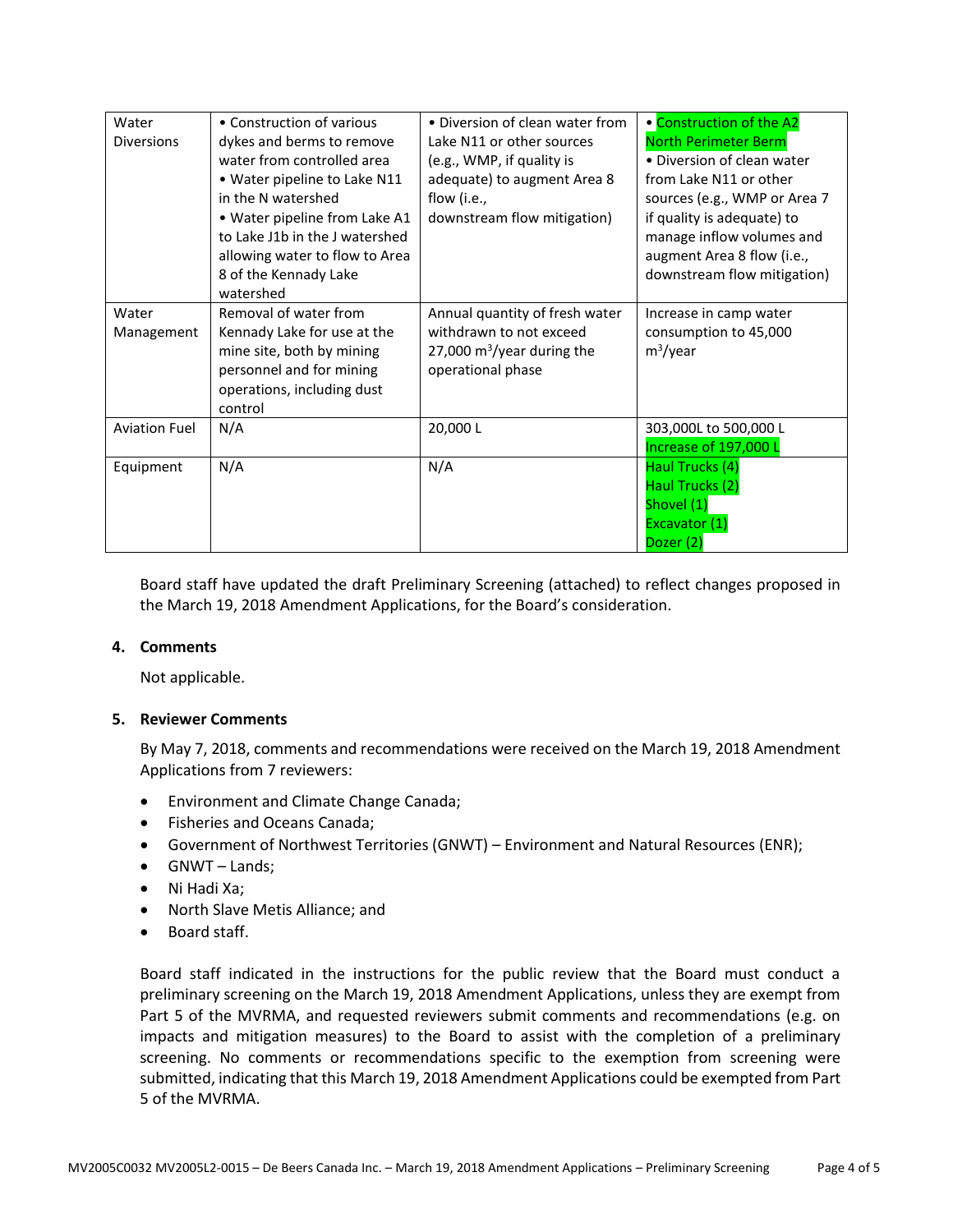| Water Diversions | • Construction of various dykes and berms to remove water from controlled area<br>• Water pipeline to Lake N11 in the N watershed<br>• Water pipeline from Lake A1 to Lake J1b in the J watershed allowing water to flow to Area 8 of the Kennady Lake watershed | • Diversion of clean water from Lake N11 or other sources (e.g., WMP, if quality is adequate) to augment Area 8 flow (i.e., downstream flow mitigation) | • Construction of the A2 North Perimeter Berm<br>• Diversion of clean water from Lake N11 or other sources (e.g., WMP or Area 7 if quality is adequate) to manage inflow volumes and augment Area 8 flow (i.e., downstream flow mitigation) |
|---|---|---|---|
| Water Management | Removal of water from Kennady Lake for use at the mine site, both by mining personnel and for mining operations, including dust control | Annual quantity of fresh water withdrawn to not exceed 27,000 $m^3$/year during the operational phase | Increase in camp water consumption to 45,000 $m^3$/year |
| Aviation Fuel | N/A | 20,000 L | 303,000L to 500,000 L<br>Increase of 197,000 L |
| Equipment | N/A | N/A | Haul Trucks (4)<br>Haul Trucks (2)<br>Shovel (1)<br>Excavator (1)<br>Dozer (2) |

Board staff have updated the draft Preliminary Screening (attached) to reflect changes proposed in the March 19, 2018 Amendment Applications, for the Board's consideration.

## 4. Comments

Not applicable.

## 5. Reviewer Comments

By May 7, 2018, comments and recommendations were received on the March 19, 2018 Amendment Applications from 7 reviewers:

- Environment and Climate Change Canada;
- Fisheries and Oceans Canada;
- Government of Northwest Territories (GNWT) – Environment and Natural Resources (ENR);
- GNWT – Lands;
- Ni Hadi Xa;
- North Slave Metis Alliance; and
- Board staff.

Board staff indicated in the instructions for the public review that the Board must conduct a preliminary screening on the March 19, 2018 Amendment Applications, unless they are exempt from Part 5 of the MVRMA, and requested reviewers submit comments and recommendations (e.g. on impacts and mitigation measures) to the Board to assist with the completion of a preliminary screening. No comments or recommendations specific to the exemption from screening were submitted, indicating that this March 19, 2018 Amendment Applications could be exempted from Part 5 of the MVRMA.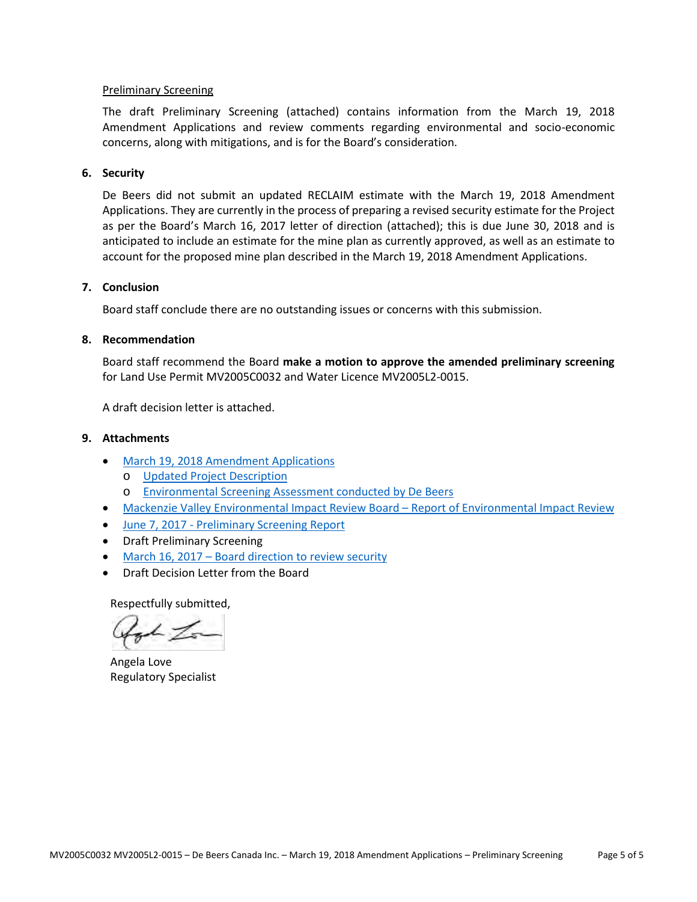Preliminary Screening

The draft Preliminary Screening (attached) contains information from the March 19, 2018 Amendment Applications and review comments regarding environmental and socio-economic concerns, along with mitigations, and is for the Board's consideration.

## 6. Security

De Beers did not submit an updated RECLAIM estimate with the March 19, 2018 Amendment Applications. They are currently in the process of preparing a revised security estimate for the Project as per the Board's March 16, 2017 letter of direction (attached); this is due June 30, 2018 and is anticipated to include an estimate for the mine plan as currently approved, as well as an estimate to account for the proposed mine plan described in the March 19, 2018 Amendment Applications.

## 7. Conclusion

Board staff conclude there are no outstanding issues or concerns with this submission.

## 8. Recommendation

Board staff recommend the Board **make a motion to approve the amended preliminary screening** for Land Use Permit MV2005C0032 and Water Licence MV2005L2-0015.

A draft decision letter is attached.

## 9. Attachments

- March 19, 2018 Amendment Applications
  - Updated Project Description
  - Environmental Screening Assessment conducted by De Beers
- Mackenzie Valley Environmental Impact Review Board – Report of Environmental Impact Review
- June 7, 2017 - Preliminary Screening Report
- Draft Preliminary Screening
- March 16, 2017 – Board direction to review security
- Draft Decision Letter from the Board

Respectfully submitted,

Angela Love
Regulatory Specialist